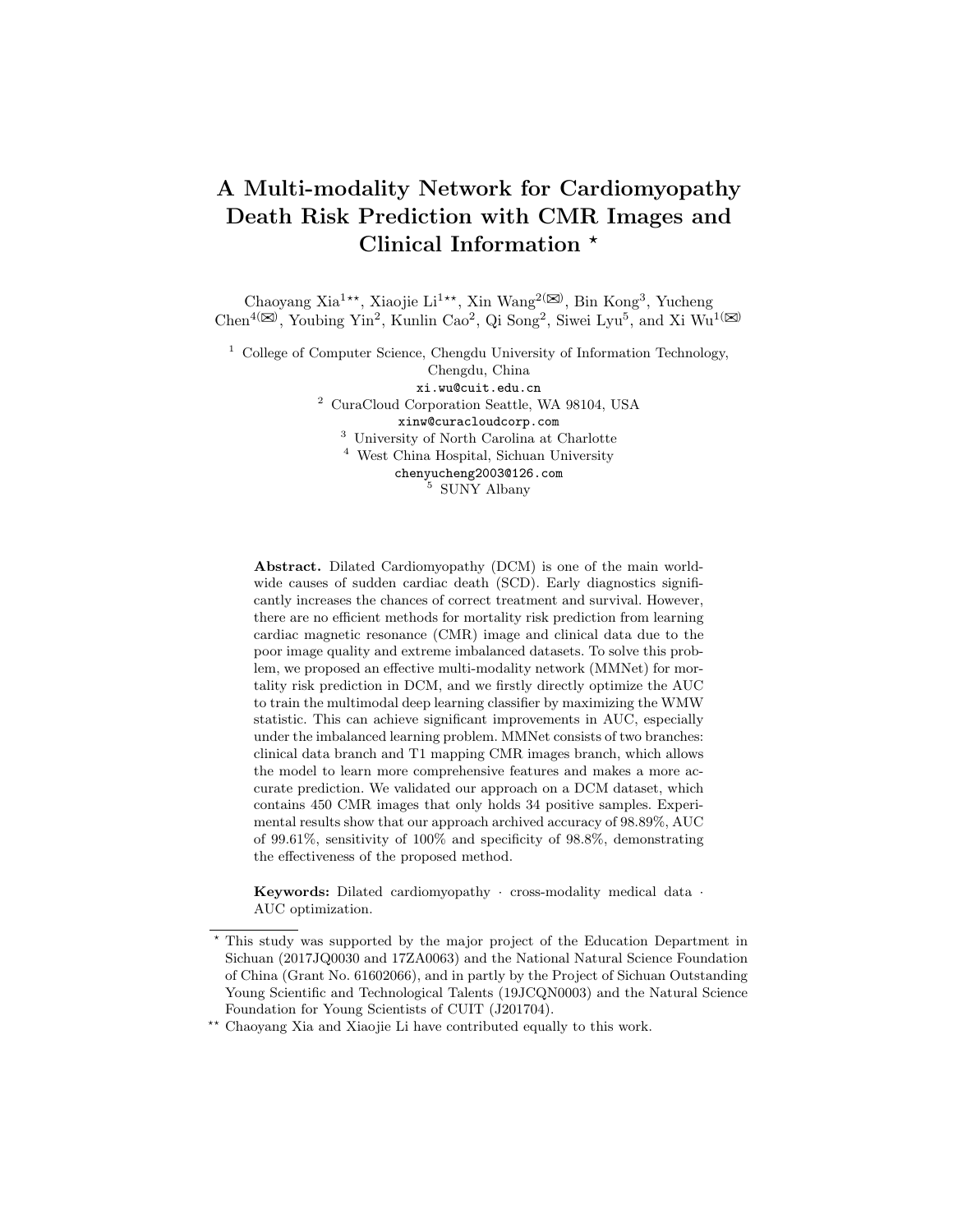# A Multi-modality Network for Cardiomyopathy Death Risk Prediction with CMR Images and Clinical Information *

Chaoyang Xia[1**], Xiaojie Li[1**], Xin Wang[2(✉)], Bin Kong[3], Yucheng Chen[4(✉)], Youbing Yin[2], Kunlin Cao[2], Qi Song[2], Siwei Lyu[5], and Xi Wu[1(✉)]

[1] College of Computer Science, Chengdu University of Information Technology, Chengdu, China
xi.wu@cuit.edu.cn
[2] CuraCloud Corporation Seattle, WA 98104, USA
xinw@curacloudcorp.com
[3] University of North Carolina at Charlotte
[4] West China Hospital, Sichuan University
chenyucheng2003@126.com
[5] SUNY Albany

**Abstract.** Dilated Cardiomyopathy (DCM) is one of the main worldwide causes of sudden cardiac death (SCD). Early diagnostics significantly increases the chances of correct treatment and survival. However, there are no efficient methods for mortality risk prediction from learning cardiac magnetic resonance (CMR) image and clinical data due to the poor image quality and extreme imbalanced datasets. To solve this problem, we proposed an effective multi-modality network (MMNet) for mortality risk prediction in DCM, and we firstly directly optimize the AUC to train the multimodal deep learning classifier by maximizing the WMW statistic. This can achieve significant improvements in AUC, especially under the imbalanced learning problem. MMNet consists of two branches: clinical data branch and T1 mapping CMR images branch, which allows the model to learn more comprehensive features and makes a more accurate prediction. We validated our approach on a DCM dataset, which contains 450 CMR images that only holds 34 positive samples. Experimental results show that our approach archived accuracy of 98.89%, AUC of 99.61%, sensitivity of 100% and specificity of 98.8%, demonstrating the effectiveness of the proposed method.

**Keywords:** Dilated cardiomyopathy · cross-modality medical data · AUC optimization.

* This study was supported by the major project of the Education Department in Sichuan (2017JQ0030 and 17ZA0063) and the National Natural Science Foundation of China (Grant No. 61602066), and in partly by the Project of Sichuan Outstanding Young Scientific and Technological Talents (19JCQN0003) and the Natural Science Foundation for Young Scientists of CUIT (J201704).

** Chaoyang Xia and Xiaojie Li have contributed equally to this work.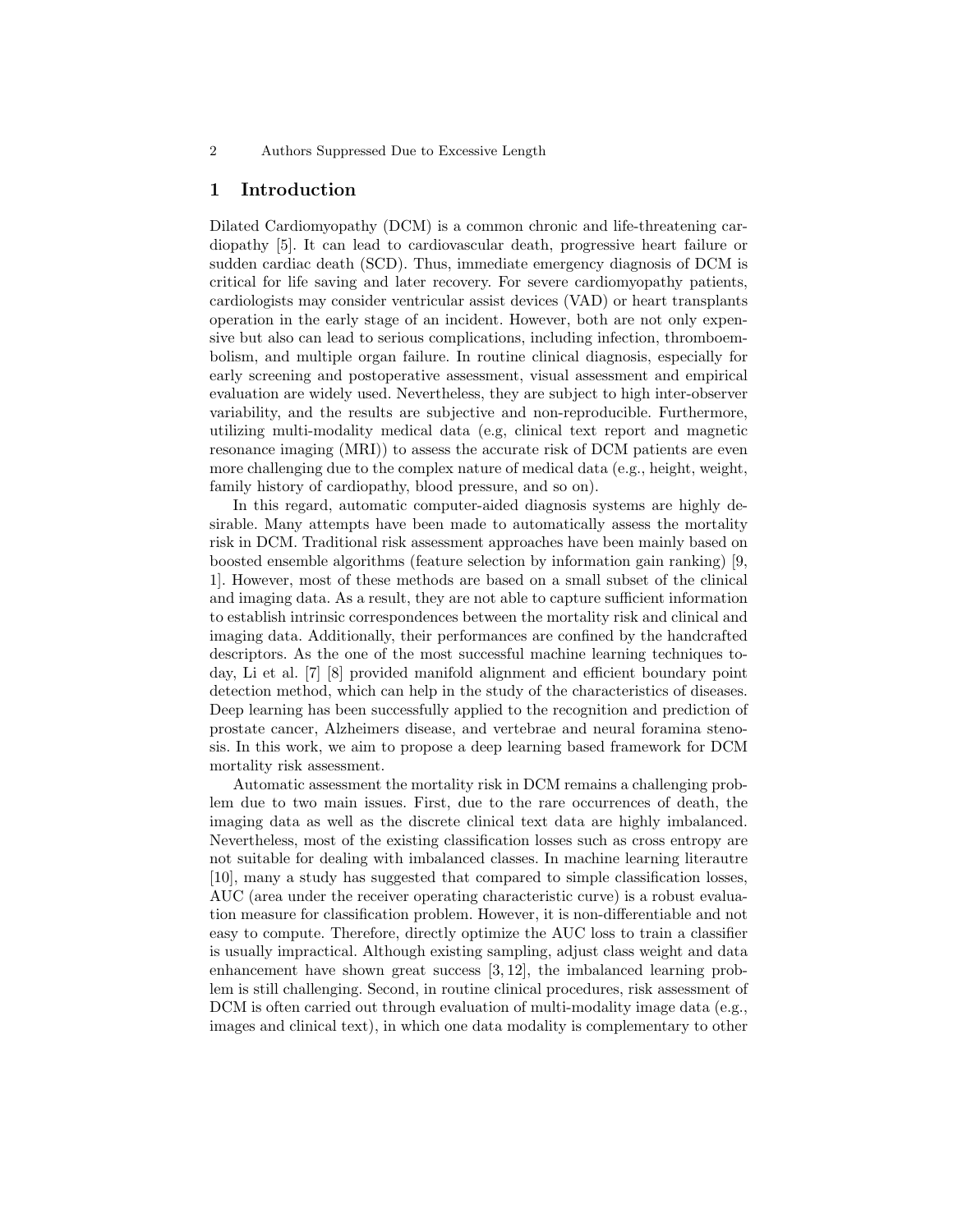# 1 Introduction

Dilated Cardiomyopathy (DCM) is a common chronic and life-threatening cardiopathy [5]. It can lead to cardiovascular death, progressive heart failure or sudden cardiac death (SCD). Thus, immediate emergency diagnosis of DCM is critical for life saving and later recovery. For severe cardiomyopathy patients, cardiologists may consider ventricular assist devices (VAD) or heart transplants operation in the early stage of an incident. However, both are not only expensive but also can lead to serious complications, including infection, thromboembolism, and multiple organ failure. In routine clinical diagnosis, especially for early screening and postoperative assessment, visual assessment and empirical evaluation are widely used. Nevertheless, they are subject to high inter-observer variability, and the results are subjective and non-reproducible. Furthermore, utilizing multi-modality medical data (e.g, clinical text report and magnetic resonance imaging (MRI)) to assess the accurate risk of DCM patients are even more challenging due to the complex nature of medical data (e.g., height, weight, family history of cardiopathy, blood pressure, and so on).

In this regard, automatic computer-aided diagnosis systems are highly desirable. Many attempts have been made to automatically assess the mortality risk in DCM. Traditional risk assessment approaches have been mainly based on boosted ensemble algorithms (feature selection by information gain ranking) [9, 1]. However, most of these methods are based on a small subset of the clinical and imaging data. As a result, they are not able to capture sufficient information to establish intrinsic correspondences between the mortality risk and clinical and imaging data. Additionally, their performances are confined by the handcrafted descriptors. As the one of the most successful machine learning techniques today, Li et al. [7] [8] provided manifold alignment and efficient boundary point detection method, which can help in the study of the characteristics of diseases. Deep learning has been successfully applied to the recognition and prediction of prostate cancer, Alzheimers disease, and vertebrae and neural foramina stenosis. In this work, we aim to propose a deep learning based framework for DCM mortality risk assessment.

Automatic assessment the mortality risk in DCM remains a challenging problem due to two main issues. First, due to the rare occurrences of death, the imaging data as well as the discrete clinical text data are highly imbalanced. Nevertheless, most of the existing classification losses such as cross entropy are not suitable for dealing with imbalanced classes. In machine learning literautre [10], many a study has suggested that compared to simple classification losses, AUC (area under the receiver operating characteristic curve) is a robust evaluation measure for classification problem. However, it is non-differentiable and not easy to compute. Therefore, directly optimize the AUC loss to train a classifier is usually impractical. Although existing sampling, adjust class weight and data enhancement have shown great success [3, 12], the imbalanced learning problem is still challenging. Second, in routine clinical procedures, risk assessment of DCM is often carried out through evaluation of multi-modality image data (e.g., images and clinical text), in which one data modality is complementary to other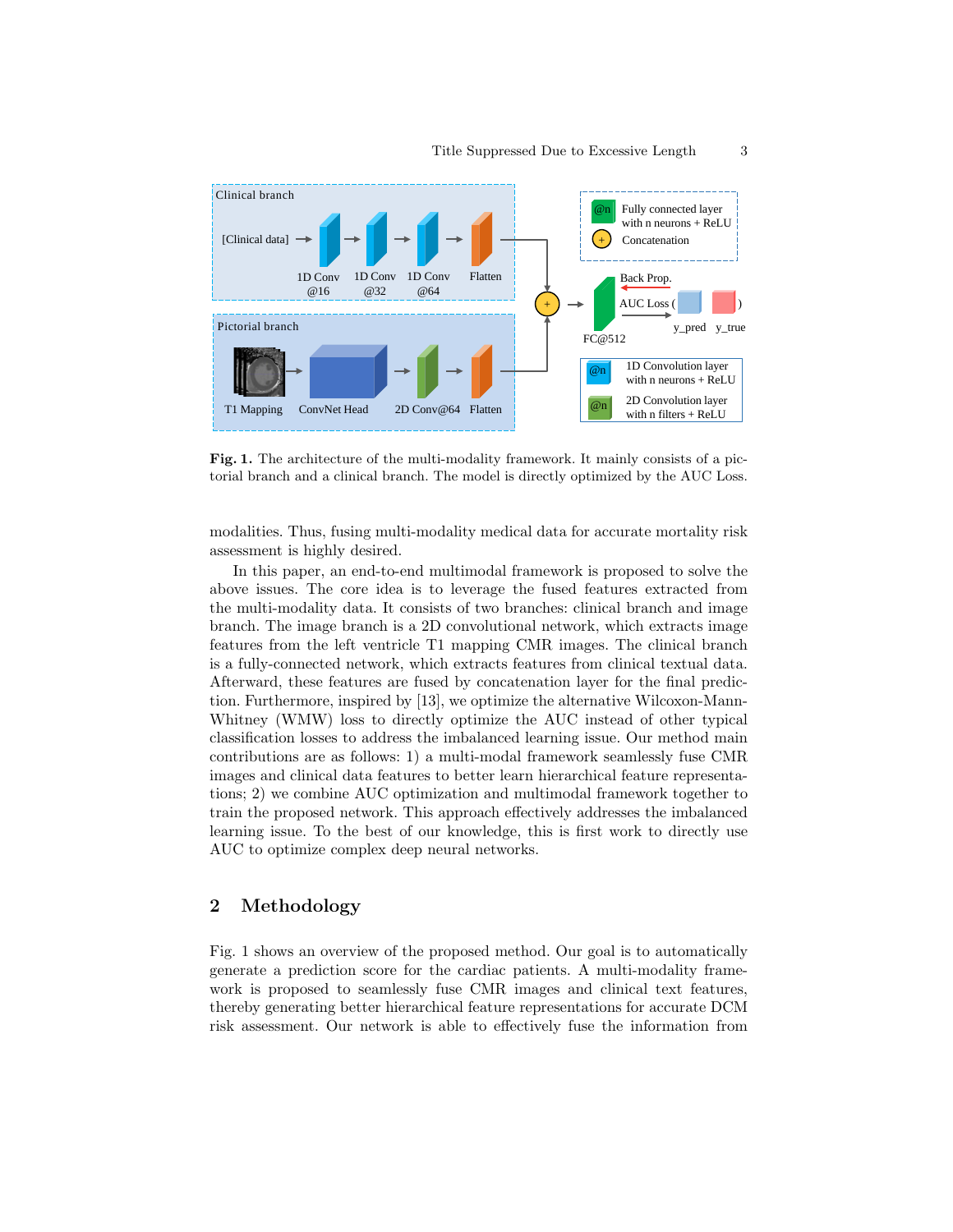**Fig. 1.** The architecture of the multi-modality framework. It mainly consists of a pictorial branch and a clinical branch. The model is directly optimized by the AUC Loss.

modalities. Thus, fusing multi-modality medical data for accurate mortality risk assessment is highly desired.

In this paper, an end-to-end multimodal framework is proposed to solve the above issues. The core idea is to leverage the fused features extracted from the multi-modality data. It consists of two branches: clinical branch and image branch. The image branch is a 2D convolutional network, which extracts image features from the left ventricle T1 mapping CMR images. The clinical branch is a fully-connected network, which extracts features from clinical textual data. Afterward, these features are fused by concatenation layer for the final prediction. Furthermore, inspired by [13], we optimize the alternative Wilcoxon-Mann-Whitney (WMW) loss to directly optimize the AUC instead of other typical classification losses to address the imbalanced learning issue. Our method main contributions are as follows: 1) a multi-modal framework seamlessly fuse CMR images and clinical data features to better learn hierarchical feature representations; 2) we combine AUC optimization and multimodal framework together to train the proposed network. This approach effectively addresses the imbalanced learning issue. To the best of our knowledge, this is first work to directly use AUC to optimize complex deep neural networks.

## 2 Methodology

Fig. 1 shows an overview of the proposed method. Our goal is to automatically generate a prediction score for the cardiac patients. A multi-modality framework is proposed to seamlessly fuse CMR images and clinical text features, thereby generating better hierarchical feature representations for accurate DCM risk assessment. Our network is able to effectively fuse the information from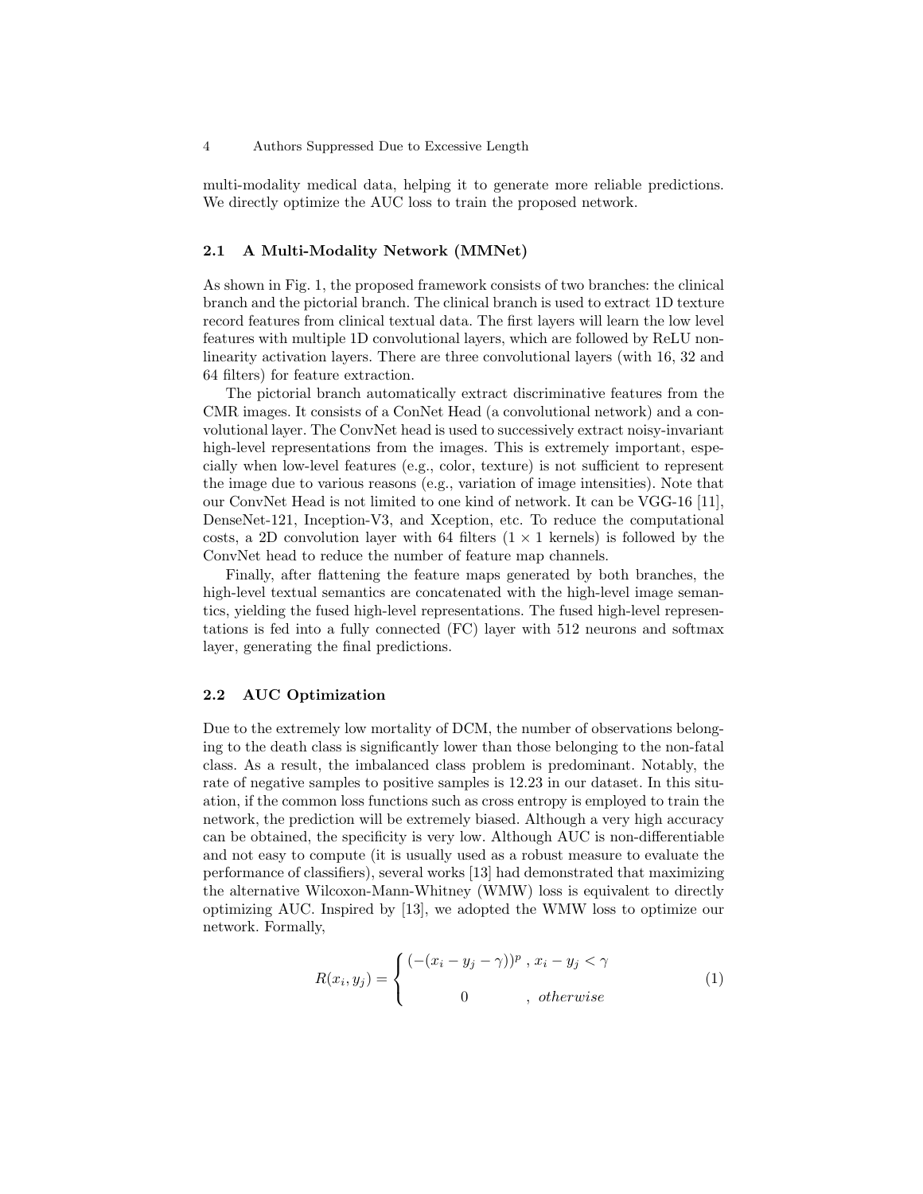multi-modality medical data, helping it to generate more reliable predictions. We directly optimize the AUC loss to train the proposed network.

### 2.1 A Multi-Modality Network (MMNet)

As shown in Fig. 1, the proposed framework consists of two branches: the clinical branch and the pictorial branch. The clinical branch is used to extract 1D texture record features from clinical textual data. The first layers will learn the low level features with multiple 1D convolutional layers, which are followed by ReLU non-linearity activation layers. There are three convolutional layers (with 16, 32 and 64 filters) for feature extraction.

The pictorial branch automatically extract discriminative features from the CMR images. It consists of a ConNet Head (a convolutional network) and a convolutional layer. The ConvNet head is used to successively extract noisy-invariant high-level representations from the images. This is extremely important, especially when low-level features (e.g., color, texture) is not sufficient to represent the image due to various reasons (e.g., variation of image intensities). Note that our ConvNet Head is not limited to one kind of network. It can be VGG-16 [11], DenseNet-121, Inception-V3, and Xception, etc. To reduce the computational costs, a 2D convolution layer with 64 filters ($1 \times 1$ kernels) is followed by the ConvNet head to reduce the number of feature map channels.

Finally, after flattening the feature maps generated by both branches, the high-level textual semantics are concatenated with the high-level image semantics, yielding the fused high-level representations. The fused high-level representations is fed into a fully connected (FC) layer with 512 neurons and softmax layer, generating the final predictions.

### 2.2 AUC Optimization

Due to the extremely low mortality of DCM, the number of observations belonging to the death class is significantly lower than those belonging to the non-fatal class. As a result, the imbalanced class problem is predominant. Notably, the rate of negative samples to positive samples is 12.23 in our dataset. In this situation, if the common loss functions such as cross entropy is employed to train the network, the prediction will be extremely biased. Although a very high accuracy can be obtained, the specificity is very low. Although AUC is non-differentiable and not easy to compute (it is usually used as a robust measure to evaluate the performance of classifiers), several works [13] had demonstrated that maximizing the alternative Wilcoxon-Mann-Whitney (WMW) loss is equivalent to directly optimizing AUC. Inspired by [13], we adopted the WMW loss to optimize our network. Formally,

$$R(x_i, y_j) = \begin{cases} (-(x_i - y_j - \gamma))^p \ , \ x_i - y_j < \gamma \\ \qquad 0 \qquad\quad , \ otherwise \end{cases} \tag{1}$$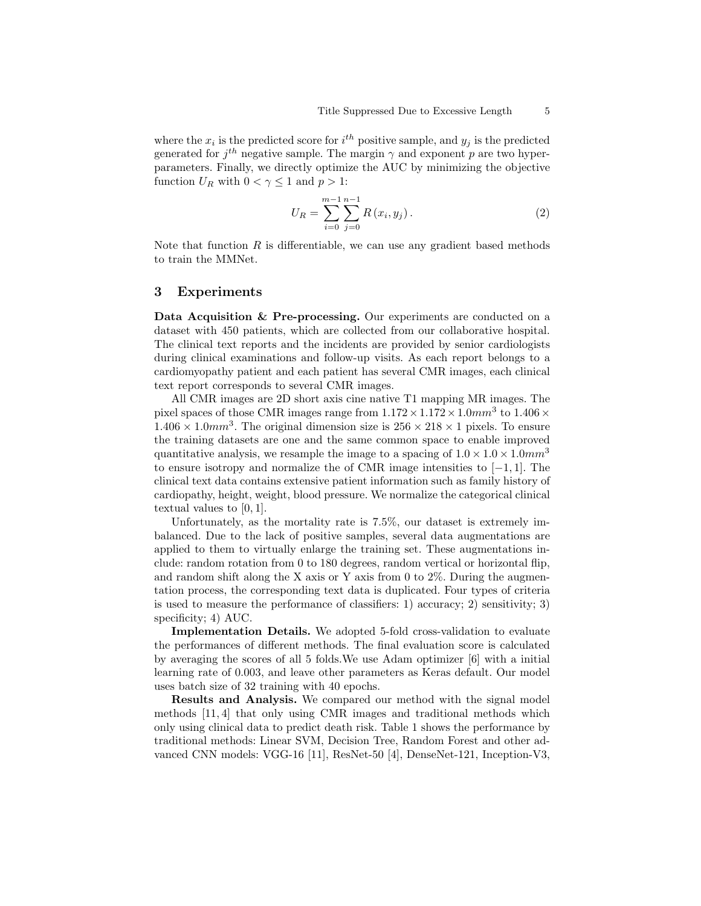where the $x_i$ is the predicted score for $i^{th}$ positive sample, and $y_j$ is the predicted generated for $j^{th}$ negative sample. The margin $\gamma$ and exponent $p$ are two hyper-parameters. Finally, we directly optimize the AUC by minimizing the objective function $U_R$ with $0 < \gamma \leq 1$ and $p > 1$:

$$U_R = \sum_{i=0}^{m-1} \sum_{j=0}^{n-1} R\left(x_i, y_j\right). \tag{2}$$

Note that function $R$ is differentiable, we can use any gradient based methods to train the MMNet.

## 3 Experiments

**Data Acquisition & Pre-processing.** Our experiments are conducted on a dataset with 450 patients, which are collected from our collaborative hospital. The clinical text reports and the incidents are provided by senior cardiologists during clinical examinations and follow-up visits. As each report belongs to a cardiomyopathy patient and each patient has several CMR images, each clinical text report corresponds to several CMR images.

All CMR images are 2D short axis cine native T1 mapping MR images. The pixel spaces of those CMR images range from $1.172 \times 1.172 \times 1.0mm^3$ to $1.406 \times 1.406 \times 1.0mm^3$. The original dimension size is $256 \times 218 \times 1$ pixels. To ensure the training datasets are one and the same common space to enable improved quantitative analysis, we resample the image to a spacing of $1.0 \times 1.0 \times 1.0mm^3$ to ensure isotropy and normalize the of CMR image intensities to $[-1, 1]$. The clinical text data contains extensive patient information such as family history of cardiopathy, height, weight, blood pressure. We normalize the categorical clinical textual values to $[0, 1]$.

Unfortunately, as the mortality rate is 7.5%, our dataset is extremely imbalanced. Due to the lack of positive samples, several data augmentations are applied to them to virtually enlarge the training set. These augmentations include: random rotation from 0 to 180 degrees, random vertical or horizontal flip, and random shift along the X axis or Y axis from 0 to 2%. During the augmentation process, the corresponding text data is duplicated. Four types of criteria is used to measure the performance of classifiers: 1) accuracy; 2) sensitivity; 3) specificity; 4) AUC.

**Implementation Details.** We adopted 5-fold cross-validation to evaluate the performances of different methods. The final evaluation score is calculated by averaging the scores of all 5 folds.We use Adam optimizer [6] with a initial learning rate of 0.003, and leave other parameters as Keras default. Our model uses batch size of 32 training with 40 epochs.

**Results and Analysis.** We compared our method with the signal model methods [11, 4] that only using CMR images and traditional methods which only using clinical data to predict death risk. Table 1 shows the performance by traditional methods: Linear SVM, Decision Tree, Random Forest and other advanced CNN models: VGG-16 [11], ResNet-50 [4], DenseNet-121, Inception-V3,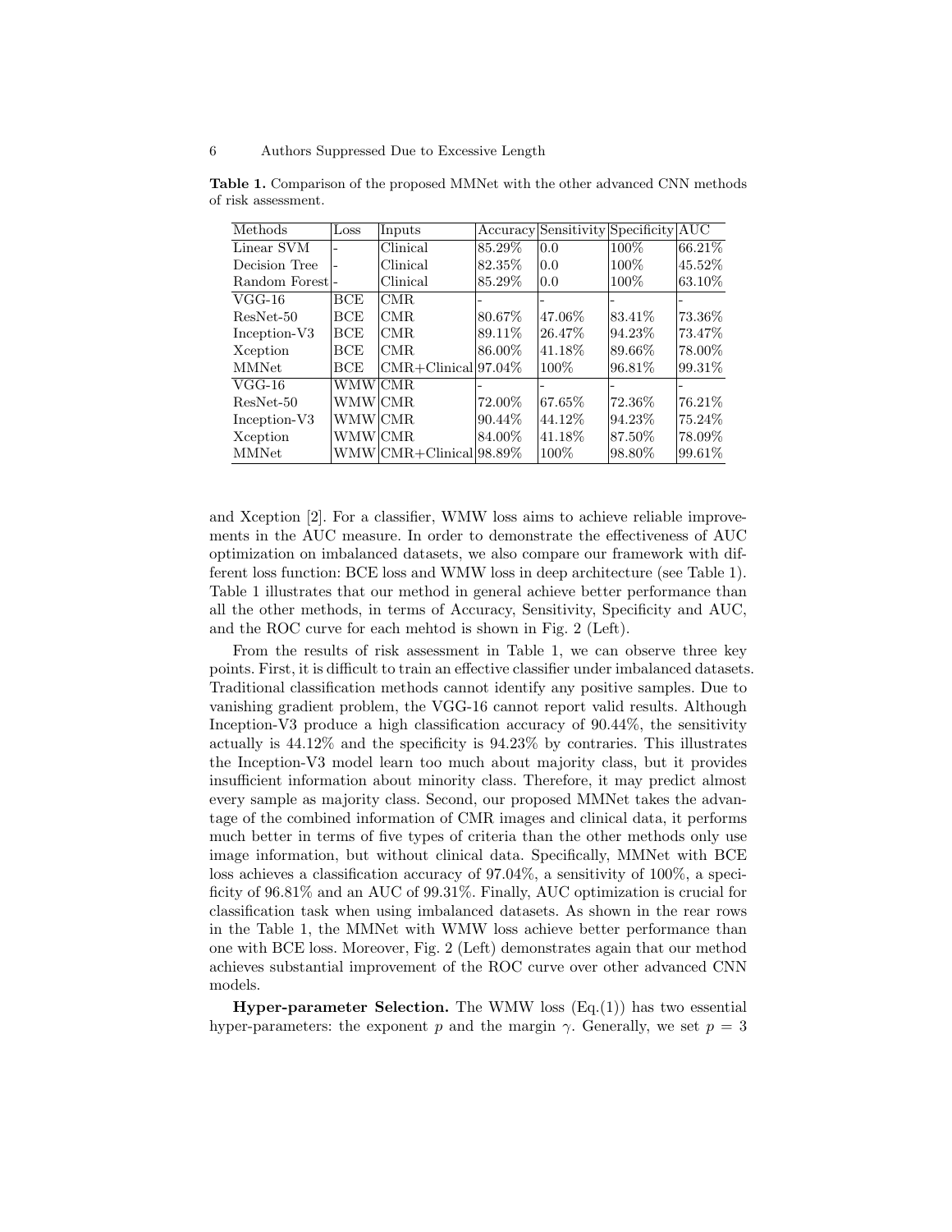**Table 1.** Comparison of the proposed MMNet with the other advanced CNN methods of risk assessment.

| Methods | Loss | Inputs | Accuracy | Sensitivity | Specificity | AUC |
|---|---|---|---|---|---|---|
| Linear SVM | - | Clinical | 85.29% | 0.0 | 100% | 66.21% |
| Decision Tree | - | Clinical | 82.35% | 0.0 | 100% | 45.52% |
| Random Forest | - | Clinical | 85.29% | 0.0 | 100% | 63.10% |
| VGG-16 | BCE | CMR | - | - | - | - |
| ResNet-50 | BCE | CMR | 80.67% | 47.06% | 83.41% | 73.36% |
| Inception-V3 | BCE | CMR | 89.11% | 26.47% | 94.23% | 73.47% |
| Xception | BCE | CMR | 86.00% | 41.18% | 89.66% | 78.00% |
| MMNet | BCE | CMR+Clinical | 97.04% | 100% | 96.81% | 99.31% |
| VGG-16 | WMW | CMR | - | - | - | - |
| ResNet-50 | WMW | CMR | 72.00% | 67.65% | 72.36% | 76.21% |
| Inception-V3 | WMW | CMR | 90.44% | 44.12% | 94.23% | 75.24% |
| Xception | WMW | CMR | 84.00% | 41.18% | 87.50% | 78.09% |
| MMNet | WMW | CMR+Clinical | 98.89% | 100% | 98.80% | 99.61% |

and Xception [2]. For a classifier, WMW loss aims to achieve reliable improvements in the AUC measure. In order to demonstrate the effectiveness of AUC optimization on imbalanced datasets, we also compare our framework with different loss function: BCE loss and WMW loss in deep architecture (see Table 1). Table 1 illustrates that our method in general achieve better performance than all the other methods, in terms of Accuracy, Sensitivity, Specificity and AUC, and the ROC curve for each mehtod is shown in Fig. 2 (Left).

From the results of risk assessment in Table 1, we can observe three key points. First, it is difficult to train an effective classifier under imbalanced datasets. Traditional classification methods cannot identify any positive samples. Due to vanishing gradient problem, the VGG-16 cannot report valid results. Although Inception-V3 produce a high classification accuracy of 90.44%, the sensitivity actually is 44.12% and the specificity is 94.23% by contraries. This illustrates the Inception-V3 model learn too much about majority class, but it provides insufficient information about minority class. Therefore, it may predict almost every sample as majority class. Second, our proposed MMNet takes the advantage of the combined information of CMR images and clinical data, it performs much better in terms of five types of criteria than the other methods only use image information, but without clinical data. Specifically, MMNet with BCE loss achieves a classification accuracy of 97.04%, a sensitivity of 100%, a specificity of 96.81% and an AUC of 99.31%. Finally, AUC optimization is crucial for classification task when using imbalanced datasets. As shown in the rear rows in the Table 1, the MMNet with WMW loss achieve better performance than one with BCE loss. Moreover, Fig. 2 (Left) demonstrates again that our method achieves substantial improvement of the ROC curve over other advanced CNN models.

**Hyper-parameter Selection.** The WMW loss (Eq.(1)) has two essential hyper-parameters: the exponent $p$ and the margin $\gamma$. Generally, we set $p = 3$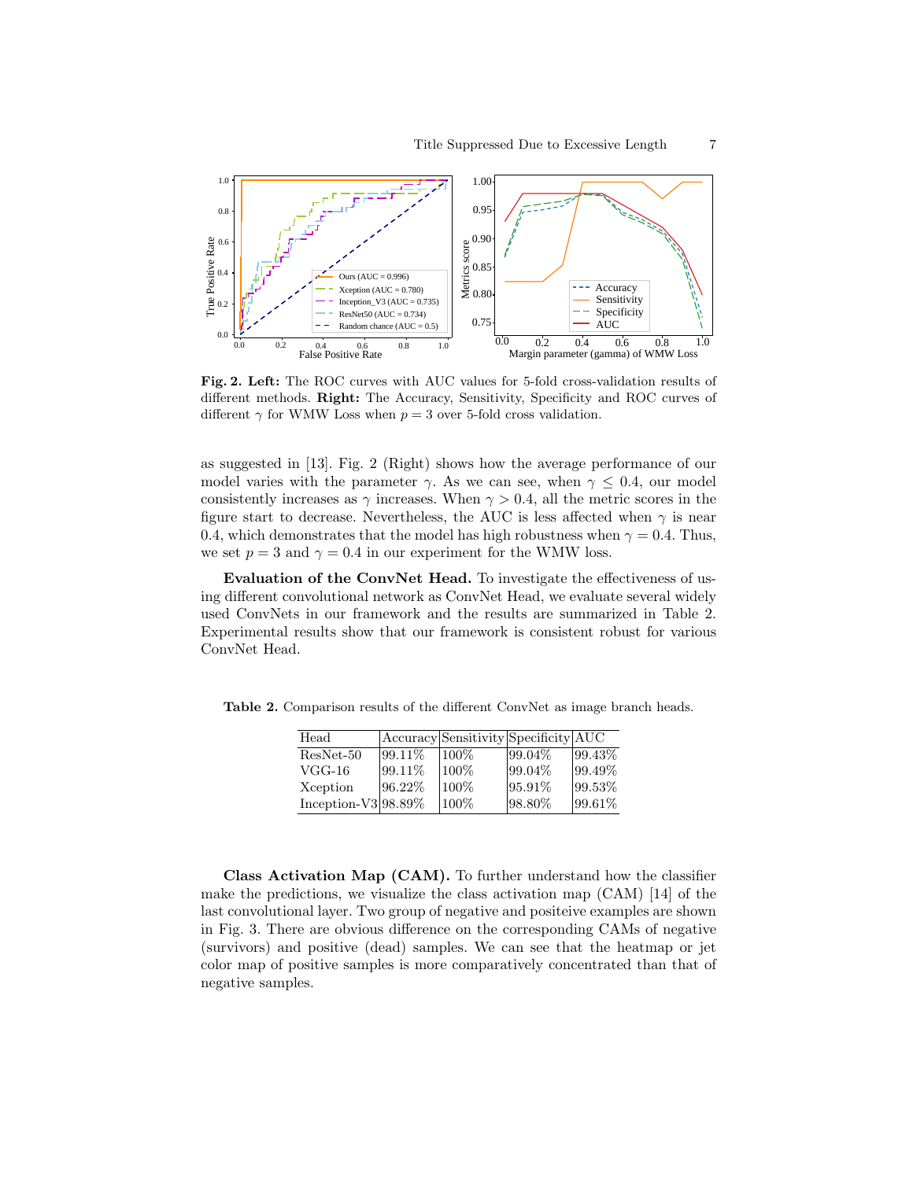**Fig. 2. Left:** The ROC curves with AUC values for 5-fold cross-validation results of different methods. **Right:** The Accuracy, Sensitivity, Specificity and ROC curves of different $\gamma$ for WMW Loss when $p = 3$ over 5-fold cross validation.

as suggested in [13]. Fig. 2 (Right) shows how the average performance of our model varies with the parameter $\gamma$. As we can see, when $\gamma \leq 0.4$, our model consistently increases as $\gamma$ increases. When $\gamma > 0.4$, all the metric scores in the figure start to decrease. Nevertheless, the AUC is less affected when $\gamma$ is near 0.4, which demonstrates that the model has high robustness when $\gamma = 0.4$. Thus, we set $p = 3$ and $\gamma = 0.4$ in our experiment for the WMW loss.

**Evaluation of the ConvNet Head.** To investigate the effectiveness of using different convolutional network as ConvNet Head, we evaluate several widely used ConvNets in our framework and the results are summarized in Table 2. Experimental results show that our framework is consistent robust for various ConvNet Head.

**Table 2.** Comparison results of the different ConvNet as image branch heads.

| Head | Accuracy | Sensitivity | Specificity | AUC |
|---|---|---|---|---|
| ResNet-50 | 99.11% | 100% | 99.04% | 99.43% |
| VGG-16 | 99.11% | 100% | 99.04% | 99.49% |
| Xception | 96.22% | 100% | 95.91% | 99.53% |
| Inception-V3 | 98.89% | 100% | 98.80% | 99.61% |

**Class Activation Map (CAM).** To further understand how the classifier make the predictions, we visualize the class activation map (CAM) [14] of the last convolutional layer. Two group of negative and positeive examples are shown in Fig. 3. There are obvious difference on the corresponding CAMs of negative (survivors) and positive (dead) samples. We can see that the heatmap or jet color map of positive samples is more comparatively concentrated than that of negative samples.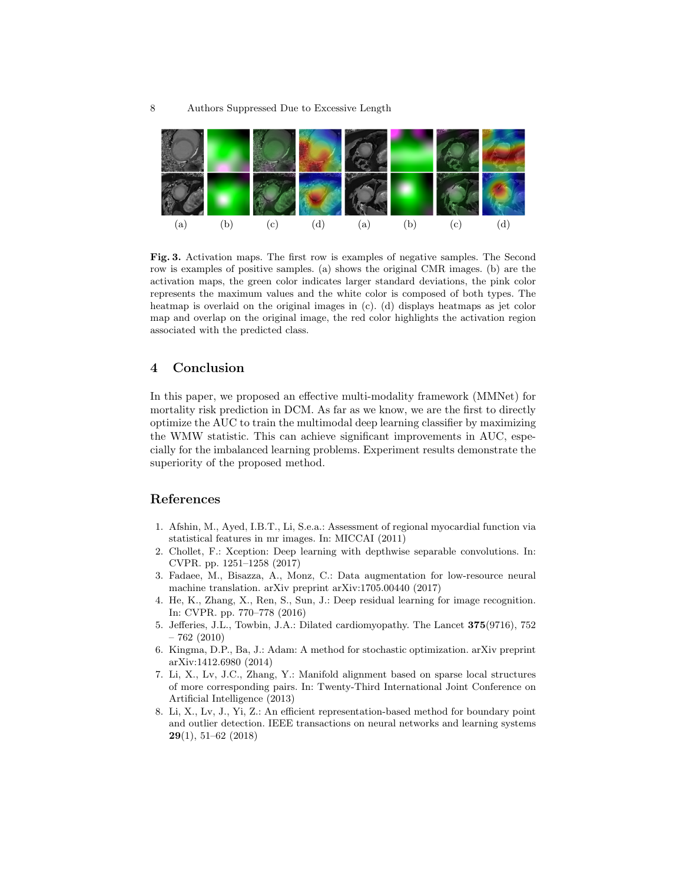(a) (b) (c) (d) (a) (b) (c) (d)

**Fig. 3.** Activation maps. The first row is examples of negative samples. The Second row is examples of positive samples. (a) shows the original CMR images. (b) are the activation maps, the green color indicates larger standard deviations, the pink color represents the maximum values and the white color is composed of both types. The heatmap is overlaid on the original images in (c). (d) displays heatmaps as jet color map and overlap on the original image, the red color highlights the activation region associated with the predicted class.

## 4 Conclusion

In this paper, we proposed an effective multi-modality framework (MMNet) for mortality risk prediction in DCM. As far as we know, we are the first to directly optimize the AUC to train the multimodal deep learning classifier by maximizing the WMW statistic. This can achieve significant improvements in AUC, especially for the imbalanced learning problems. Experiment results demonstrate the superiority of the proposed method.

## References

1. Afshin, M., Ayed, I.B.T., Li, S.e.a.: Assessment of regional myocardial function via statistical features in mr images. In: MICCAI (2011)
2. Chollet, F.: Xception: Deep learning with depthwise separable convolutions. In: CVPR. pp. 1251–1258 (2017)
3. Fadaee, M., Bisazza, A., Monz, C.: Data augmentation for low-resource neural machine translation. arXiv preprint arXiv:1705.00440 (2017)
4. He, K., Zhang, X., Ren, S., Sun, J.: Deep residual learning for image recognition. In: CVPR. pp. 770–778 (2016)
5. Jefferies, J.L., Towbin, J.A.: Dilated cardiomyopathy. The Lancet **375**(9716), 752 – 762 (2010)
6. Kingma, D.P., Ba, J.: Adam: A method for stochastic optimization. arXiv preprint arXiv:1412.6980 (2014)
7. Li, X., Lv, J.C., Zhang, Y.: Manifold alignment based on sparse local structures of more corresponding pairs. In: Twenty-Third International Joint Conference on Artificial Intelligence (2013)
8. Li, X., Lv, J., Yi, Z.: An efficient representation-based method for boundary point and outlier detection. IEEE transactions on neural networks and learning systems **29**(1), 51–62 (2018)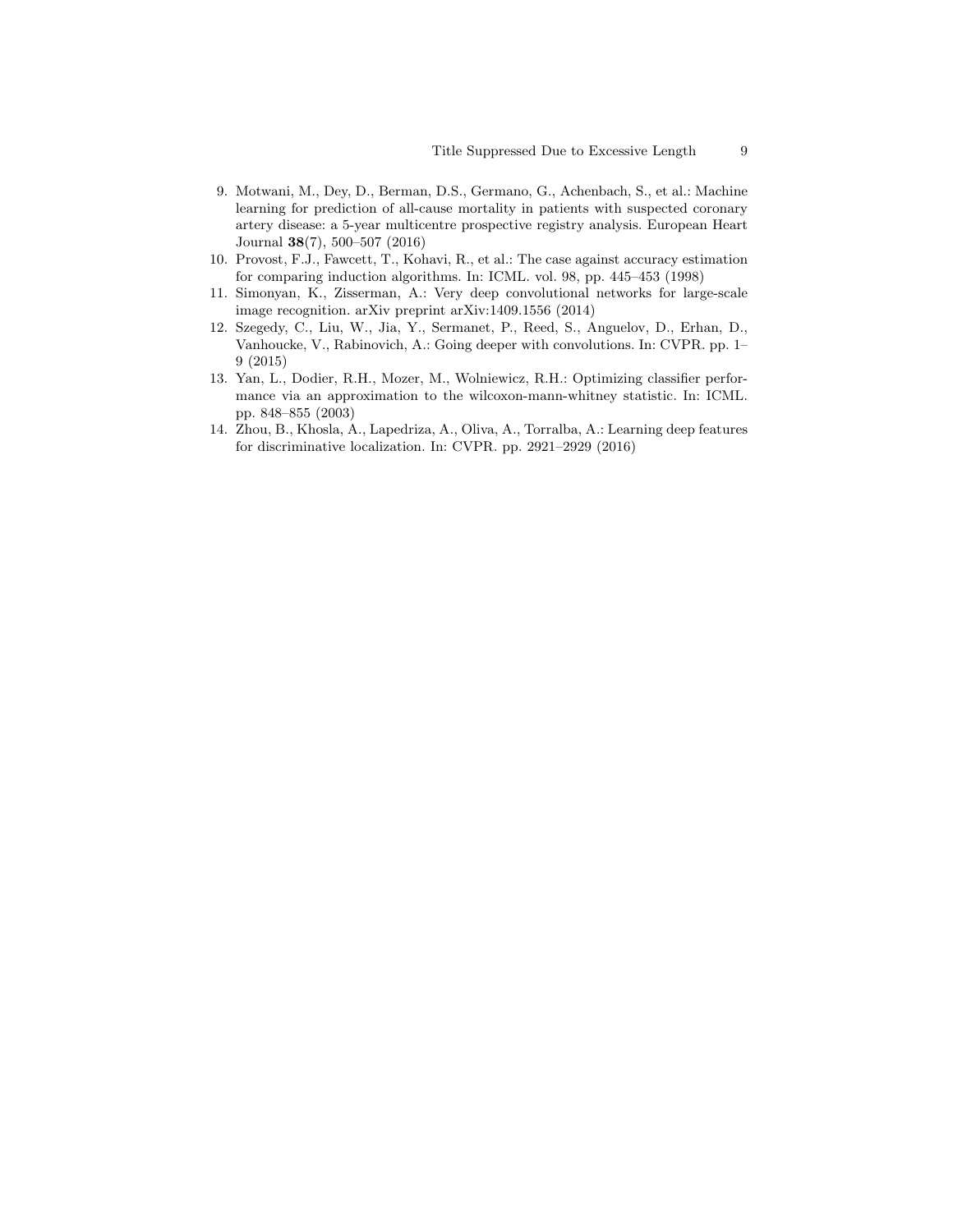9. Motwani, M., Dey, D., Berman, D.S., Germano, G., Achenbach, S., et al.: Machine learning for prediction of all-cause mortality in patients with suspected coronary artery disease: a 5-year multicentre prospective registry analysis. European Heart Journal **38**(7), 500–507 (2016)
10. Provost, F.J., Fawcett, T., Kohavi, R., et al.: The case against accuracy estimation for comparing induction algorithms. In: ICML. vol. 98, pp. 445–453 (1998)
11. Simonyan, K., Zisserman, A.: Very deep convolutional networks for large-scale image recognition. arXiv preprint arXiv:1409.1556 (2014)
12. Szegedy, C., Liu, W., Jia, Y., Sermanet, P., Reed, S., Anguelov, D., Erhan, D., Vanhoucke, V., Rabinovich, A.: Going deeper with convolutions. In: CVPR. pp. 1–9 (2015)
13. Yan, L., Dodier, R.H., Mozer, M., Wolniewicz, R.H.: Optimizing classifier performance via an approximation to the wilcoxon-mann-whitney statistic. In: ICML. pp. 848–855 (2003)
14. Zhou, B., Khosla, A., Lapedriza, A., Oliva, A., Torralba, A.: Learning deep features for discriminative localization. In: CVPR. pp. 2921–2929 (2016)